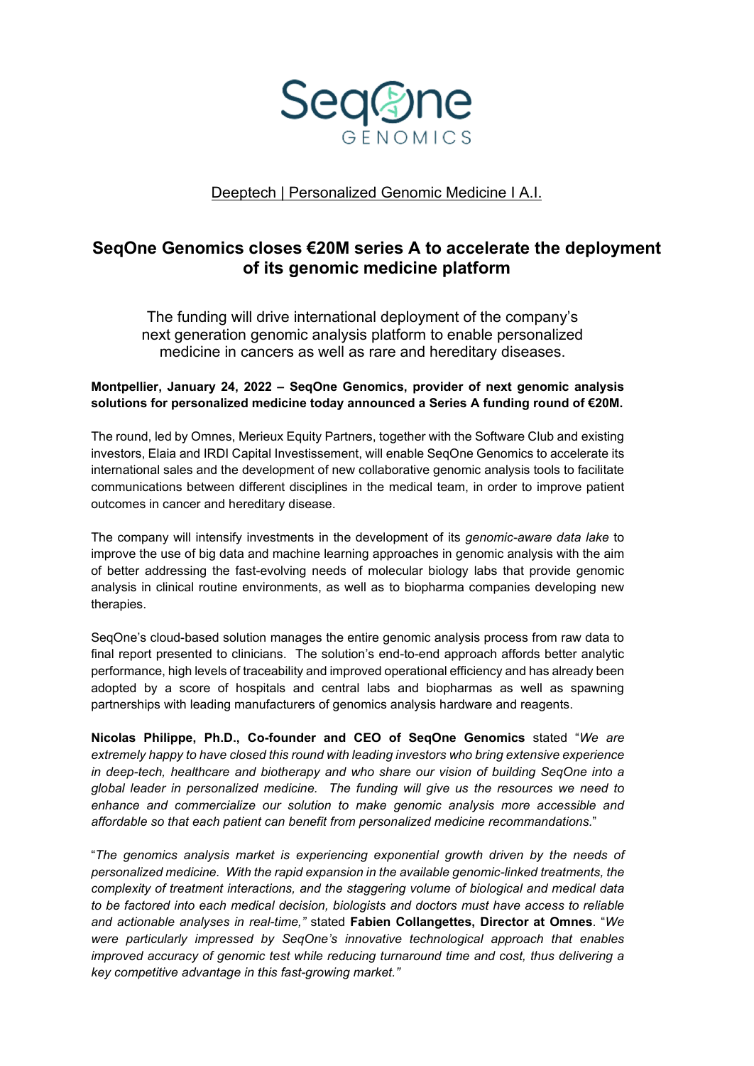SeqOne GENOMICS

Deeptech | Personalized Genomic Medicine I A.I.

# SeqOne Genomics closes €20M series A to accelerate the deployment of its genomic medicine platform

The funding will drive international deployment of the company's next generation genomic analysis platform to enable personalized medicine in cancers as well as rare and hereditary diseases.

**Montpellier, January 24, 2022 – SeqOne Genomics, provider of next genomic analysis solutions for personalized medicine today announced a Series A funding round of €20M.**

The round, led by Omnes, Merieux Equity Partners, together with the Software Club and existing investors, Elaia and IRDI Capital Investissement, will enable SeqOne Genomics to accelerate its international sales and the development of new collaborative genomic analysis tools to facilitate communications between different disciplines in the medical team, in order to improve patient outcomes in cancer and hereditary disease.

The company will intensify investments in the development of its *genomic-aware data lake* to improve the use of big data and machine learning approaches in genomic analysis with the aim of better addressing the fast-evolving needs of molecular biology labs that provide genomic analysis in clinical routine environments, as well as to biopharma companies developing new therapies.

SeqOne's cloud-based solution manages the entire genomic analysis process from raw data to final report presented to clinicians. The solution's end-to-end approach affords better analytic performance, high levels of traceability and improved operational efficiency and has already been adopted by a score of hospitals and central labs and biopharmas as well as spawning partnerships with leading manufacturers of genomics analysis hardware and reagents.

**Nicolas Philippe, Ph.D., Co-founder and CEO of SeqOne Genomics** stated "*We are extremely happy to have closed this round with leading investors who bring extensive experience in deep-tech, healthcare and biotherapy and who share our vision of building SeqOne into a global leader in personalized medicine. The funding will give us the resources we need to enhance and commercialize our solution to make genomic analysis more accessible and affordable so that each patient can benefit from personalized medicine recommandations.*"

"*The genomics analysis market is experiencing exponential growth driven by the needs of personalized medicine. With the rapid expansion in the available genomic-linked treatments, the complexity of treatment interactions, and the staggering volume of biological and medical data to be factored into each medical decision, biologists and doctors must have access to reliable and actionable analyses in real-time,*" stated **Fabien Collangettes, Director at Omnes**. "*We were particularly impressed by SeqOne's innovative technological approach that enables improved accuracy of genomic test while reducing turnaround time and cost, thus delivering a key competitive advantage in this fast-growing market.*"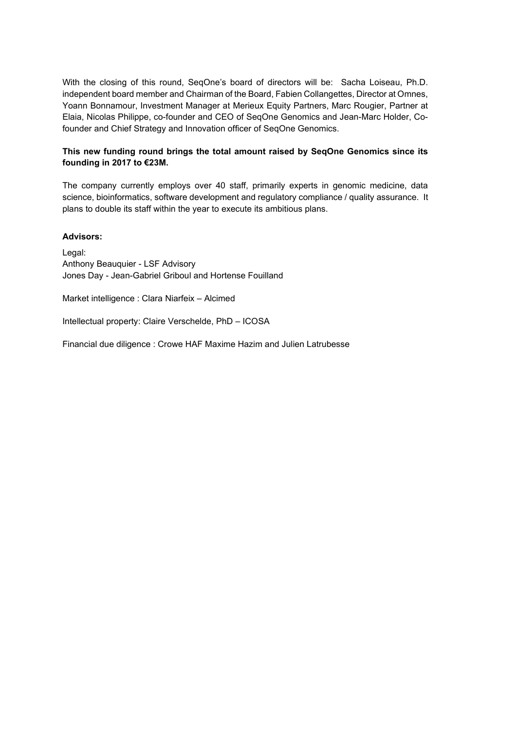With the closing of this round, SeqOne's board of directors will be: Sacha Loiseau, Ph.D. independent board member and Chairman of the Board, Fabien Collangettes, Director at Omnes, Yoann Bonnamour, Investment Manager at Merieux Equity Partners, Marc Rougier, Partner at Elaia, Nicolas Philippe, co-founder and CEO of SeqOne Genomics and Jean-Marc Holder, Co-founder and Chief Strategy and Innovation officer of SeqOne Genomics.

**This new funding round brings the total amount raised by SeqOne Genomics since its founding in 2017 to €23M.**

The company currently employs over 40 staff, primarily experts in genomic medicine, data science, bioinformatics, software development and regulatory compliance / quality assurance. It plans to double its staff within the year to execute its ambitious plans.

**Advisors:**

Legal:
Anthony Beauquier - LSF Advisory
Jones Day - Jean-Gabriel Griboul and Hortense Fouilland

Market intelligence : Clara Niarfeix – Alcimed

Intellectual property: Claire Verschelde, PhD – ICOSA

Financial due diligence : Crowe HAF Maxime Hazim and Julien Latrubesse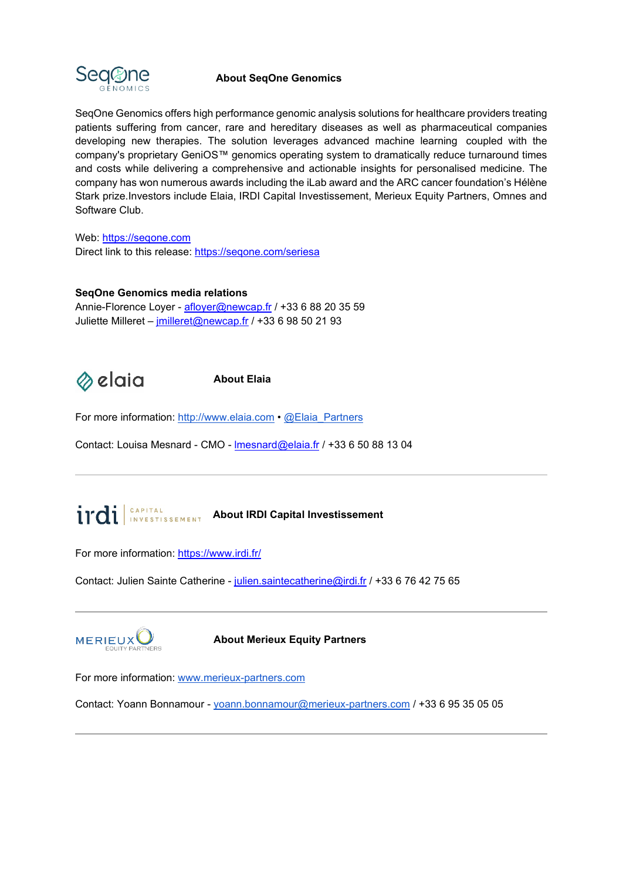## About SeqOne Genomics

SeqOne Genomics offers high performance genomic analysis solutions for healthcare providers treating patients suffering from cancer, rare and hereditary diseases as well as pharmaceutical companies developing new therapies. The solution leverages advanced machine learning coupled with the company's proprietary GeniOS™ genomics operating system to dramatically reduce turnaround times and costs while delivering a comprehensive and actionable insights for personalised medicine. The company has won numerous awards including the iLab award and the ARC cancer foundation's Hélène Stark prize.Investors include Elaia, IRDI Capital Investissement, Merieux Equity Partners, Omnes and Software Club.

Web: [https://seqone.com](https://seqone.com)
Direct link to this release: [https://seqone.com/seriesa](https://seqone.com/seriesa)

**SeqOne Genomics media relations**
Annie-Florence Loyer - [afloyer@newcap.fr](mailto:afloyer@newcap.fr) / +33 6 88 20 35 59
Juliette Milleret – [jmilleret@newcap.fr](mailto:jmilleret@newcap.fr) / +33 6 98 50 21 93

## About Elaia

For more information: [http://www.elaia.com](http://www.elaia.com) • [@Elaia_Partners](https://twitter.com/Elaia_Partners)

Contact: Louisa Mesnard - CMO - [lmesnard@elaia.fr](mailto:lmesnard@elaia.fr) / +33 6 50 88 13 04

---

## About IRDI Capital Investissement

For more information: [https://www.irdi.fr/](https://www.irdi.fr/)

Contact: Julien Sainte Catherine - [julien.saintecatherine@irdi.fr](mailto:julien.saintecatherine@irdi.fr) / +33 6 76 42 75 65

---

## About Merieux Equity Partners

For more information: [www.merieux-partners.com](http://www.merieux-partners.com)

Contact: Yoann Bonnamour - [yoann.bonnamour@merieux-partners.com](mailto:yoann.bonnamour@merieux-partners.com) / +33 6 95 35 05 05

---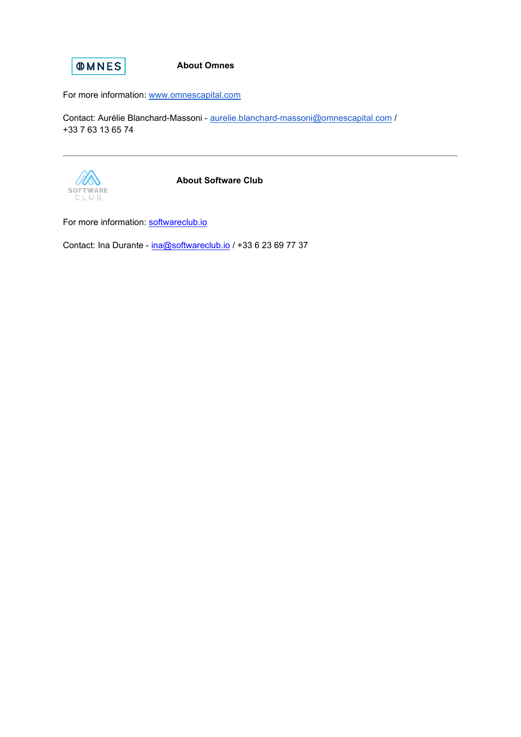### About Omnes

For more information: www.omnescapital.com

Contact: Aurélie Blanchard-Massoni - aurelie.blanchard-massoni@omnescapital.com / +33 7 63 13 65 74

---

### About Software Club

For more information: softwareclub.io

Contact: Ina Durante - ina@softwareclub.io / +33 6 23 69 77 37